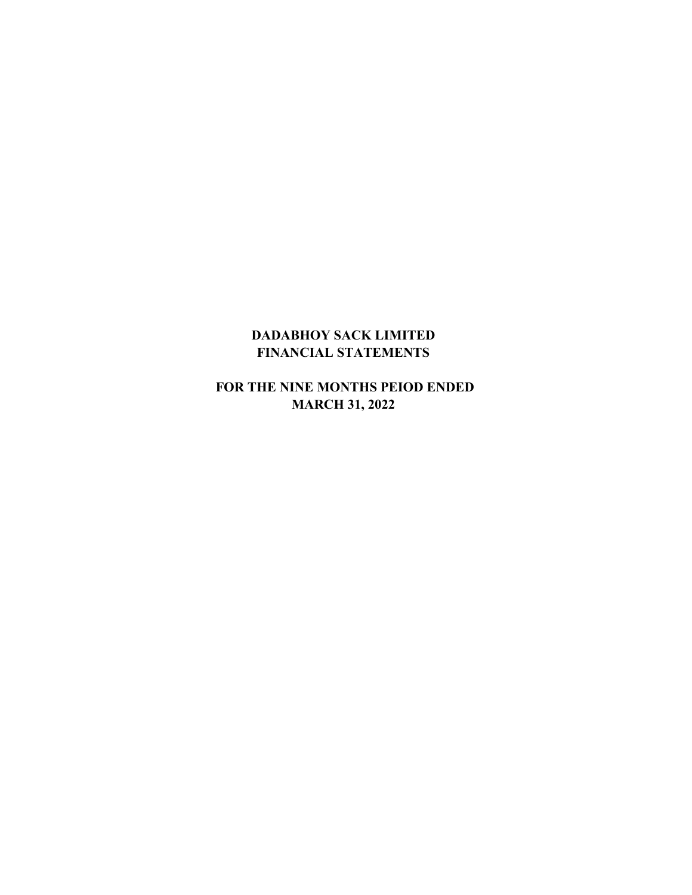# DADABHOY SACK LIMITED
## FINANCIAL STATEMENTS

## FOR THE NINE MONTHS PEIOD ENDED
## MARCH 31, 2022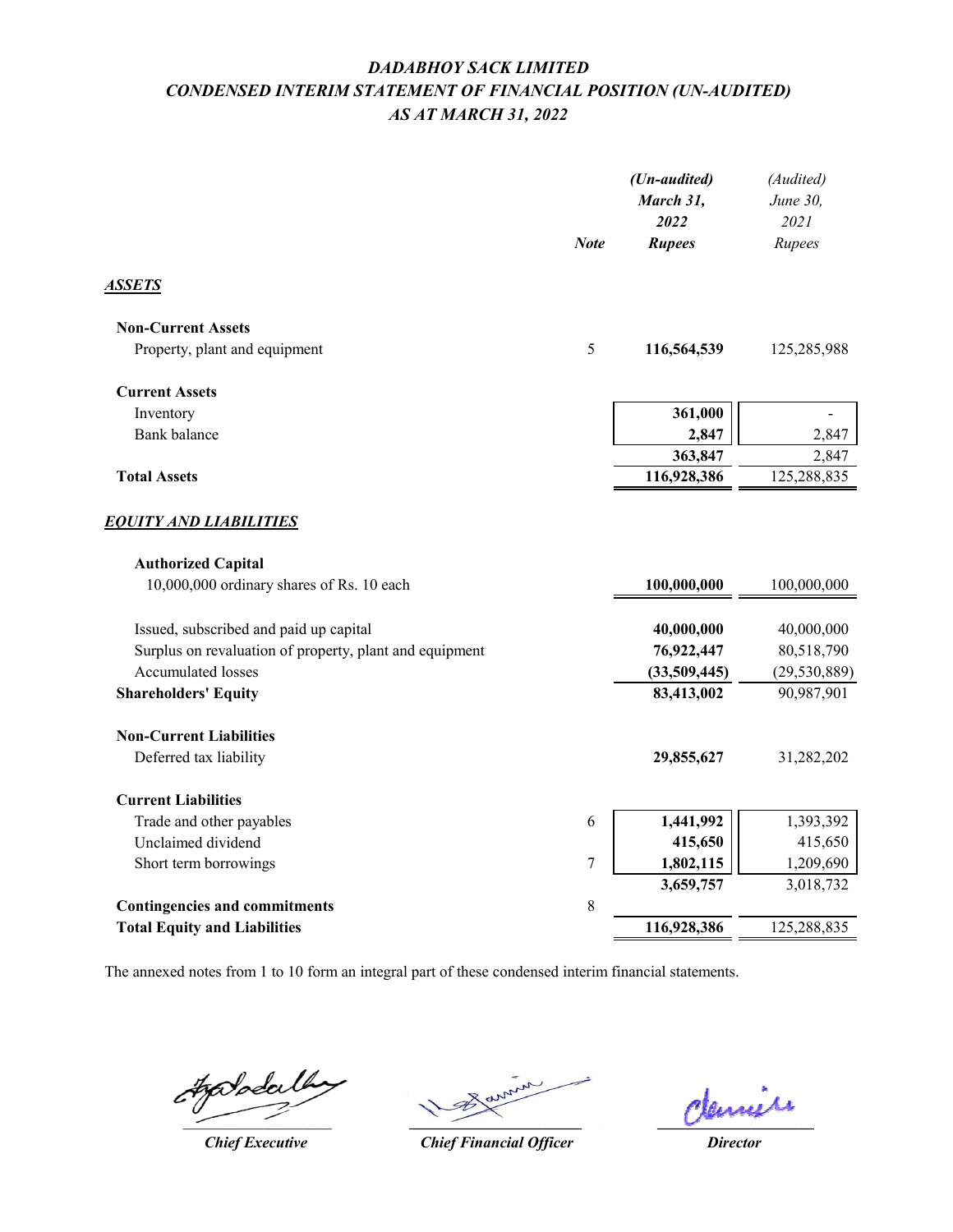# *DADABHOY SACK LIMITED*

## *CONDENSED INTERIM STATEMENT OF FINANCIAL POSITION (UN-AUDITED)*

### *AS AT MARCH 31, 2022*

| | Note | *(Un-audited)* **March 31, 2022 Rupees** | *(Audited)* June 30, 2021 Rupees |
|---|---|---|---|
| ***ASSETS*** | | | |
| **Non-Current Assets** | | | |
| Property, plant and equipment | 5 | **116,564,539** | 125,285,988 |
| **Current Assets** | | | |
| Inventory | | **361,000** | - |
| Bank balance | | **2,847** | 2,847 |
| | | **363,847** | 2,847 |
| **Total Assets** | | **116,928,386** | 125,288,835 |
| ***EQUITY AND LIABILITIES*** | | | |
| **Authorized Capital** | | | |
| 10,000,000 ordinary shares of Rs. 10 each | | **100,000,000** | 100,000,000 |
| Issued, subscribed and paid up capital | | **40,000,000** | 40,000,000 |
| Surplus on revaluation of property, plant and equipment | | **76,922,447** | 80,518,790 |
| Accumulated losses | | **(33,509,445)** | (29,530,889) |
| **Shareholders' Equity** | | **83,413,002** | 90,987,901 |
| **Non-Current Liabilities** | | | |
| Deferred tax liability | | **29,855,627** | 31,282,202 |
| **Current Liabilities** | | | |
| Trade and other payables | 6 | **1,441,992** | 1,393,392 |
| Unclaimed dividend | | **415,650** | 415,650 |
| Short term borrowings | 7 | **1,802,115** | 1,209,690 |
| | | **3,659,757** | 3,018,732 |
| **Contingencies and commitments** | 8 | | |
| **Total Equity and Liabilities** | | **116,928,386** | 125,288,835 |

The annexed notes from 1 to 10 form an integral part of these condensed interim financial statements.

| ***Chief Executive*** | ***Chief Financial Officer*** | ***Director*** |
|---|---|---|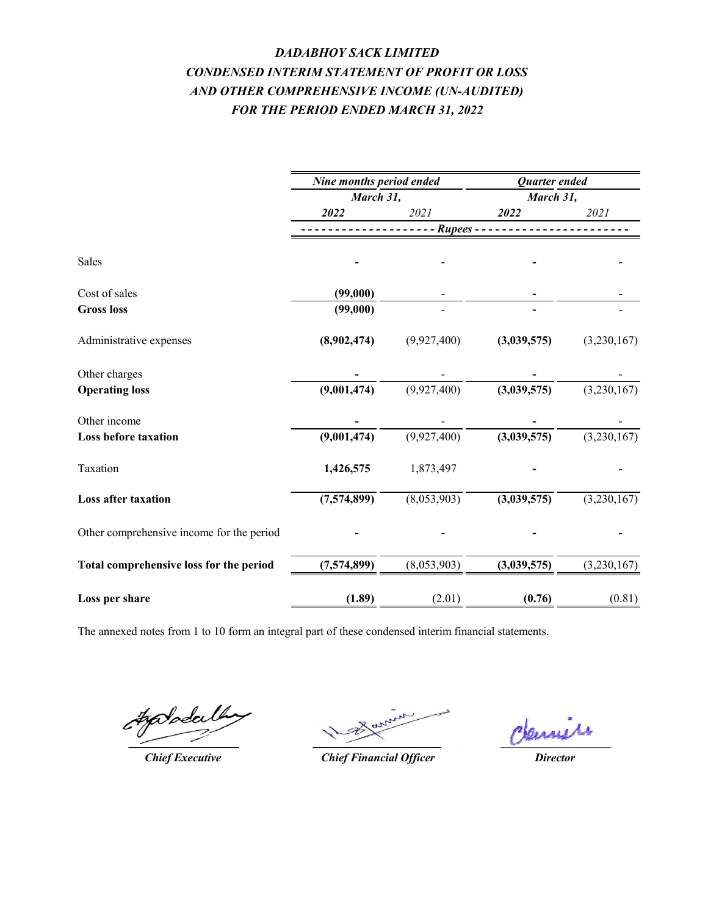# *DADABHOY SACK LIMITED*
## *CONDENSED INTERIM STATEMENT OF PROFIT OR LOSS AND OTHER COMPREHENSIVE INCOME (UN-AUDITED)*
## *FOR THE PERIOD ENDED MARCH 31, 2022*

| | *Nine months period ended March 31,* | | *Quarter ended March 31,* | |
|---|---|---|---|---|
| | ***2022*** | *2021* | ***2022*** | *2021* |
| | *Rupees* | | | |
| Sales | **-** | - | **-** | - |
| Cost of sales | **(99,000)** | - | **-** | - |
| **Gross loss** | **(99,000)** | - | **-** | - |
| Administrative expenses | **(8,902,474)** | (9,927,400) | **(3,039,575)** | (3,230,167) |
| Other charges | **-** | - | **-** | - |
| **Operating loss** | **(9,001,474)** | (9,927,400) | **(3,039,575)** | (3,230,167) |
| Other income | **-** | - | **-** | - |
| **Loss before taxation** | **(9,001,474)** | (9,927,400) | **(3,039,575)** | (3,230,167) |
| Taxation | **1,426,575** | 1,873,497 | **-** | - |
| **Loss after taxation** | **(7,574,899)** | (8,053,903) | **(3,039,575)** | (3,230,167) |
| Other comprehensive income for the period | **-** | - | **-** | - |
| **Total comprehensive loss for the period** | **(7,574,899)** | (8,053,903) | **(3,039,575)** | (3,230,167) |
| **Loss per share** | **(1.89)** | (2.01) | **(0.76)** | (0.81) |

The annexed notes from 1 to 10 form an integral part of these condensed interim financial statements.

*Chief Executive* | *Chief Financial Officer* | *Director*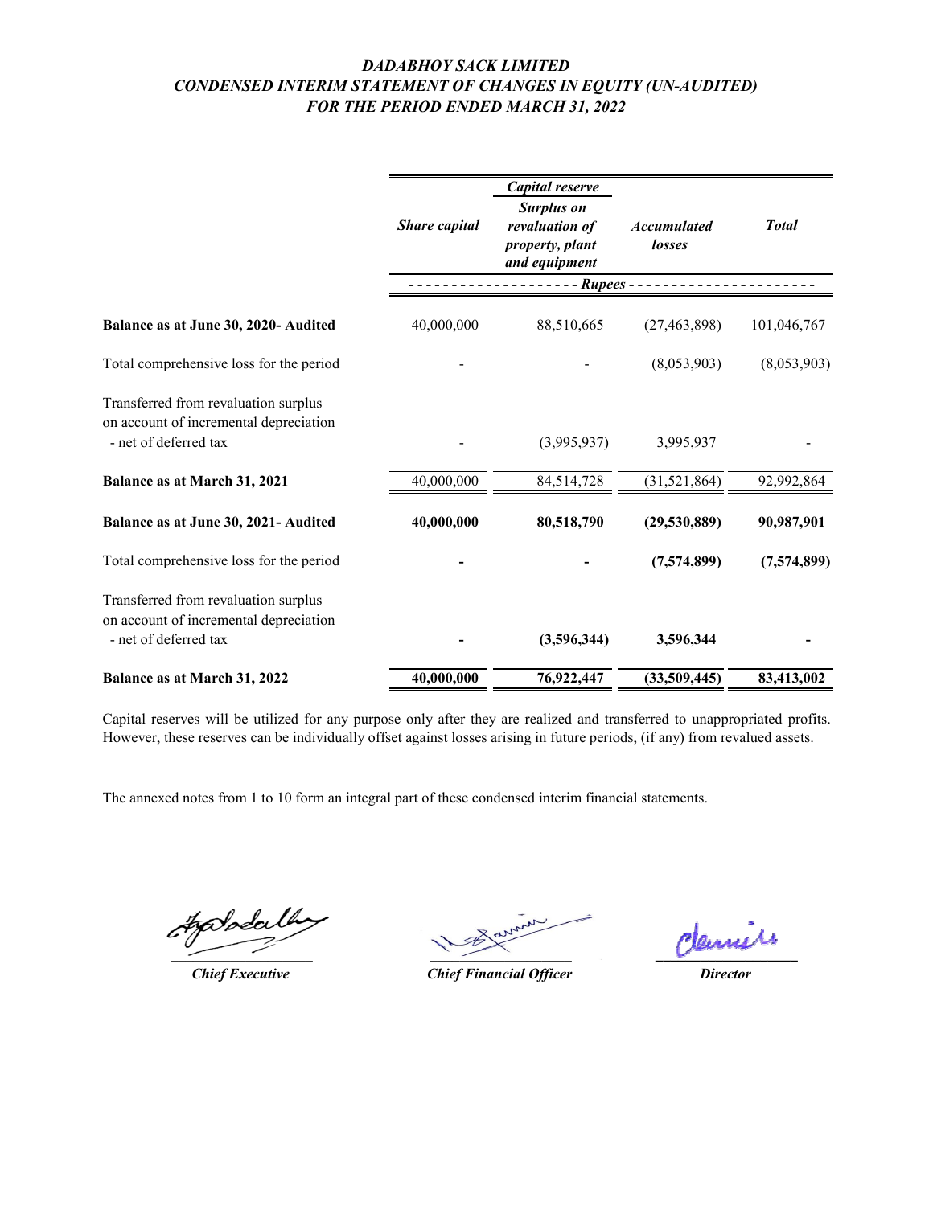## *DADABHOY SACK LIMITED*
## *CONDENSED INTERIM STATEMENT OF CHANGES IN EQUITY (UN-AUDITED)*
## *FOR THE PERIOD ENDED MARCH 31, 2022*

| | *Share capital* | *Capital reserve* *Surplus on revaluation of property, plant and equipment* | *Accumulated losses* | *Total* |
|---|---|---|---|---|
| | *Rupees* | | | |
| **Balance as at June 30, 2020- Audited** | 40,000,000 | 88,510,665 | (27,463,898) | 101,046,767 |
| Total comprehensive loss for the period | - | - | (8,053,903) | (8,053,903) |
| Transferred from revaluation surplus on account of incremental depreciation - net of deferred tax | - | (3,995,937) | 3,995,937 | - |
| **Balance as at March 31, 2021** | 40,000,000 | 84,514,728 | (31,521,864) | 92,992,864 |
| **Balance as at June 30, 2021- Audited** | **40,000,000** | **80,518,790** | **(29,530,889)** | **90,987,901** |
| Total comprehensive loss for the period | **-** | **-** | **(7,574,899)** | **(7,574,899)** |
| Transferred from revaluation surplus on account of incremental depreciation - net of deferred tax | **-** | **(3,596,344)** | **3,596,344** | **-** |
| **Balance as at March 31, 2022** | **40,000,000** | **76,922,447** | **(33,509,445)** | **83,413,002** |

Capital reserves will be utilized for any purpose only after they are realized and transferred to unappropriated profits. However, these reserves can be individually offset against losses arising in future periods, (if any) from revalued assets.

The annexed notes from 1 to 10 form an integral part of these condensed interim financial statements.

*Chief Executive* | *Chief Financial Officer* | *Director*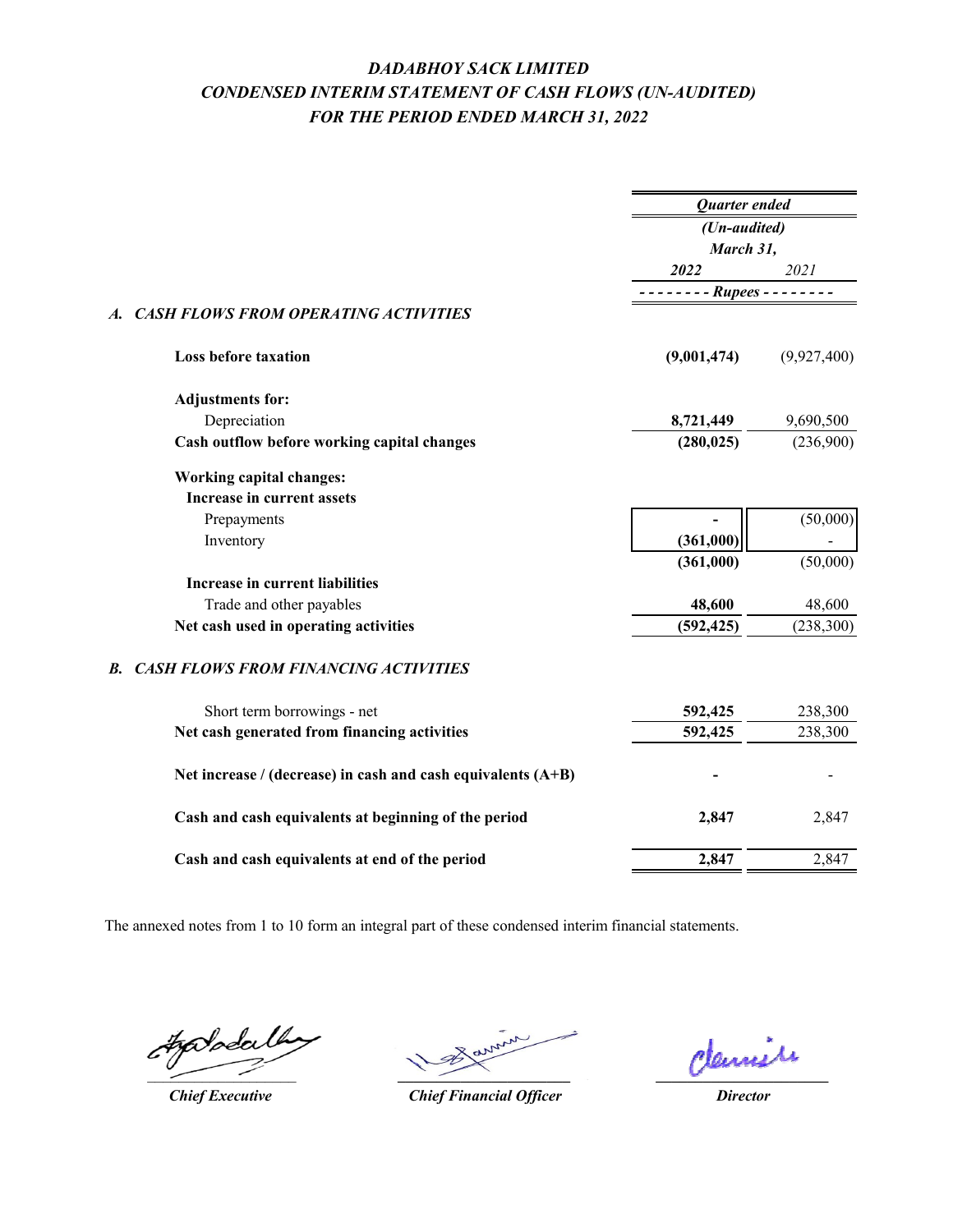# *DADABHOY SACK LIMITED*
## *CONDENSED INTERIM STATEMENT OF CASH FLOWS (UN-AUDITED)*
## *FOR THE PERIOD ENDED MARCH 31, 2022*

| | Quarter ended (Un-audited) March 31, 2022 | 2021 |
|---|---|---|
| | **- - - - - - - - Rupees - - - - - - - -** | |
| ***A. CASH FLOWS FROM OPERATING ACTIVITIES*** | | |
| **Loss before taxation** | **(9,001,474)** | (9,927,400) |
| **Adjustments for:** | | |
| Depreciation | **8,721,449** | 9,690,500 |
| **Cash outflow before working capital changes** | **(280,025)** | (236,900) |
| **Working capital changes:** | | |
| **Increase in current assets** | | |
| Prepayments | **-** | (50,000) |
| Inventory | **(361,000)** | - |
| | **(361,000)** | (50,000) |
| **Increase in current liabilities** | | |
| Trade and other payables | **48,600** | 48,600 |
| **Net cash used in operating activities** | **(592,425)** | (238,300) |
| ***B. CASH FLOWS FROM FINANCING ACTIVITIES*** | | |
| Short term borrowings - net | **592,425** | 238,300 |
| **Net cash generated from financing activities** | **592,425** | 238,300 |
| **Net increase / (decrease) in cash and cash equivalents (A+B)** | **-** | - |
| **Cash and cash equivalents at beginning of the period** | **2,847** | 2,847 |
| **Cash and cash equivalents at end of the period** | **2,847** | 2,847 |

The annexed notes from 1 to 10 form an integral part of these condensed interim financial statements.

| ***Chief Executive*** | ***Chief Financial Officer*** | ***Director*** |
|---|---|---|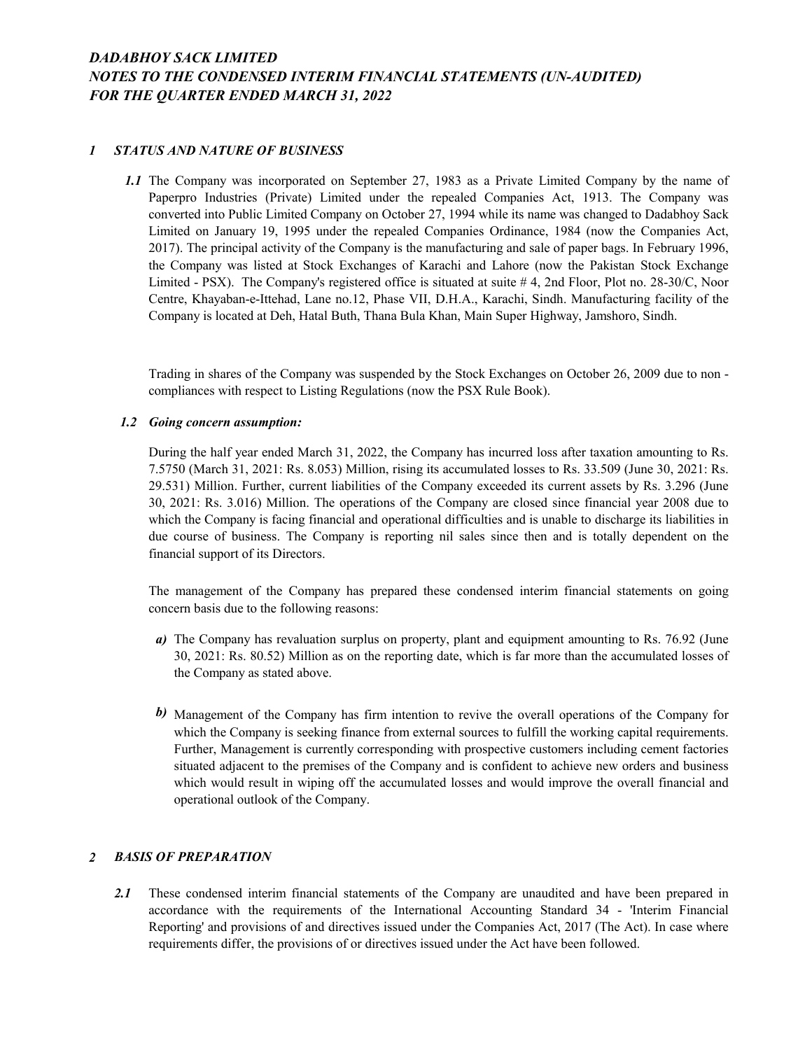# *DADABHOY SACK LIMITED*
## *NOTES TO THE CONDENSED INTERIM FINANCIAL STATEMENTS (UN-AUDITED)*
## *FOR THE QUARTER ENDED MARCH 31, 2022*

### *1 STATUS AND NATURE OF BUSINESS*

***1.1*** The Company was incorporated on September 27, 1983 as a Private Limited Company by the name of Paperpro Industries (Private) Limited under the repealed Companies Act, 1913. The Company was converted into Public Limited Company on October 27, 1994 while its name was changed to Dadabhoy Sack Limited on January 19, 1995 under the repealed Companies Ordinance, 1984 (now the Companies Act, 2017). The principal activity of the Company is the manufacturing and sale of paper bags. In February 1996, the Company was listed at Stock Exchanges of Karachi and Lahore (now the Pakistan Stock Exchange Limited - PSX). The Company's registered office is situated at suite # 4, 2nd Floor, Plot no. 28-30/C, Noor Centre, Khayaban-e-Ittehad, Lane no.12, Phase VII, D.H.A., Karachi, Sindh. Manufacturing facility of the Company is located at Deh, Hatal Buth, Thana Bula Khan, Main Super Highway, Jamshoro, Sindh.

Trading in shares of the Company was suspended by the Stock Exchanges on October 26, 2009 due to non - compliances with respect to Listing Regulations (now the PSX Rule Book).

***1.2 Going concern assumption:***

During the half year ended March 31, 2022, the Company has incurred loss after taxation amounting to Rs. 7.5750 (March 31, 2021: Rs. 8.053) Million, rising its accumulated losses to Rs. 33.509 (June 30, 2021: Rs. 29.531) Million. Further, current liabilities of the Company exceeded its current assets by Rs. 3.296 (June 30, 2021: Rs. 3.016) Million. The operations of the Company are closed since financial year 2008 due to which the Company is facing financial and operational difficulties and is unable to discharge its liabilities in due course of business. The Company is reporting nil sales since then and is totally dependent on the financial support of its Directors.

The management of the Company has prepared these condensed interim financial statements on going concern basis due to the following reasons:

***a)*** The Company has revaluation surplus on property, plant and equipment amounting to Rs. 76.92 (June 30, 2021: Rs. 80.52) Million as on the reporting date, which is far more than the accumulated losses of the Company as stated above.

***b)*** Management of the Company has firm intention to revive the overall operations of the Company for which the Company is seeking finance from external sources to fulfill the working capital requirements. Further, Management is currently corresponding with prospective customers including cement factories situated adjacent to the premises of the Company and is confident to achieve new orders and business which would result in wiping off the accumulated losses and would improve the overall financial and operational outlook of the Company.

### *2 BASIS OF PREPARATION*

***2.1*** These condensed interim financial statements of the Company are unaudited and have been prepared in accordance with the requirements of the International Accounting Standard 34 - 'Interim Financial Reporting' and provisions of and directives issued under the Companies Act, 2017 (The Act). In case where requirements differ, the provisions of or directives issued under the Act have been followed.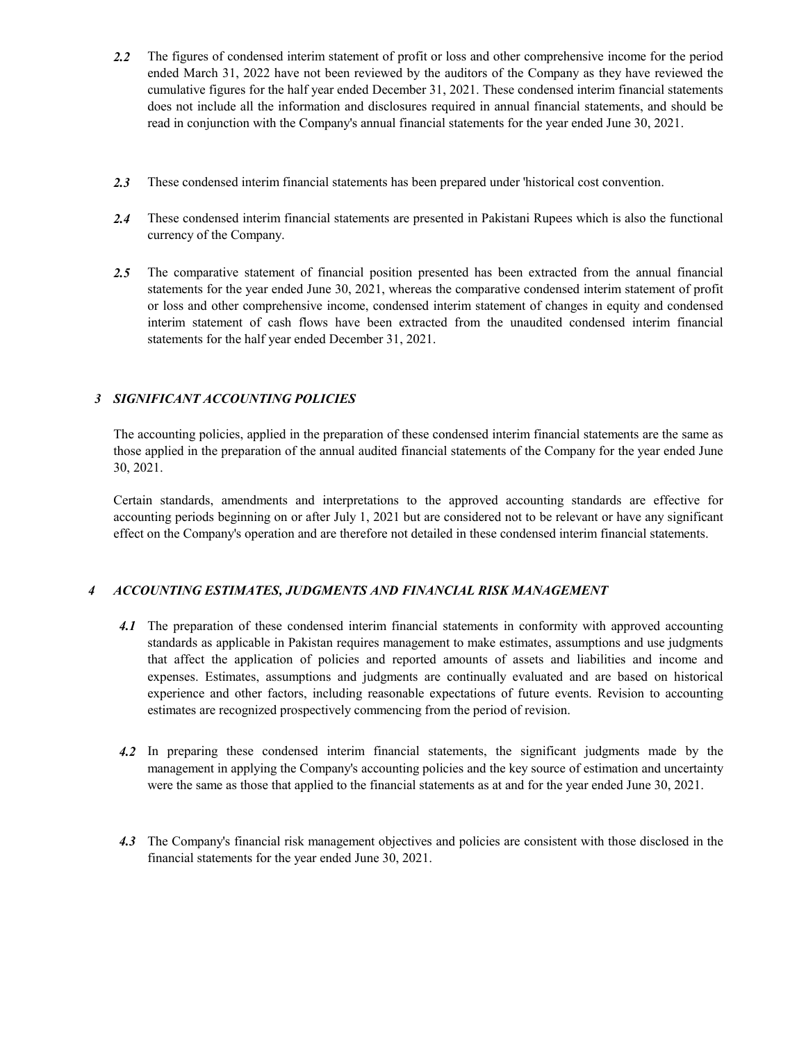**2.2** The figures of condensed interim statement of profit or loss and other comprehensive income for the period ended March 31, 2022 have not been reviewed by the auditors of the Company as they have reviewed the cumulative figures for the half year ended December 31, 2021. These condensed interim financial statements does not include all the information and disclosures required in annual financial statements, and should be read in conjunction with the Company's annual financial statements for the year ended June 30, 2021.

**2.3** These condensed interim financial statements has been prepared under 'historical cost convention.

**2.4** These condensed interim financial statements are presented in Pakistani Rupees which is also the functional currency of the Company.

**2.5** The comparative statement of financial position presented has been extracted from the annual financial statements for the year ended June 30, 2021, whereas the comparative condensed interim statement of profit or loss and other comprehensive income, condensed interim statement of changes in equity and condensed interim statement of cash flows have been extracted from the unaudited condensed interim financial statements for the half year ended December 31, 2021.

## *3 SIGNIFICANT ACCOUNTING POLICIES*

The accounting policies, applied in the preparation of these condensed interim financial statements are the same as those applied in the preparation of the annual audited financial statements of the Company for the year ended June 30, 2021.

Certain standards, amendments and interpretations to the approved accounting standards are effective for accounting periods beginning on or after July 1, 2021 but are considered not to be relevant or have any significant effect on the Company's operation and are therefore not detailed in these condensed interim financial statements.

## *4 ACCOUNTING ESTIMATES, JUDGMENTS AND FINANCIAL RISK MANAGEMENT*

**4.1** The preparation of these condensed interim financial statements in conformity with approved accounting standards as applicable in Pakistan requires management to make estimates, assumptions and use judgments that affect the application of policies and reported amounts of assets and liabilities and income and expenses. Estimates, assumptions and judgments are continually evaluated and are based on historical experience and other factors, including reasonable expectations of future events. Revision to accounting estimates are recognized prospectively commencing from the period of revision.

**4.2** In preparing these condensed interim financial statements, the significant judgments made by the management in applying the Company's accounting policies and the key source of estimation and uncertainty were the same as those that applied to the financial statements as at and for the year ended June 30, 2021.

**4.3** The Company's financial risk management objectives and policies are consistent with those disclosed in the financial statements for the year ended June 30, 2021.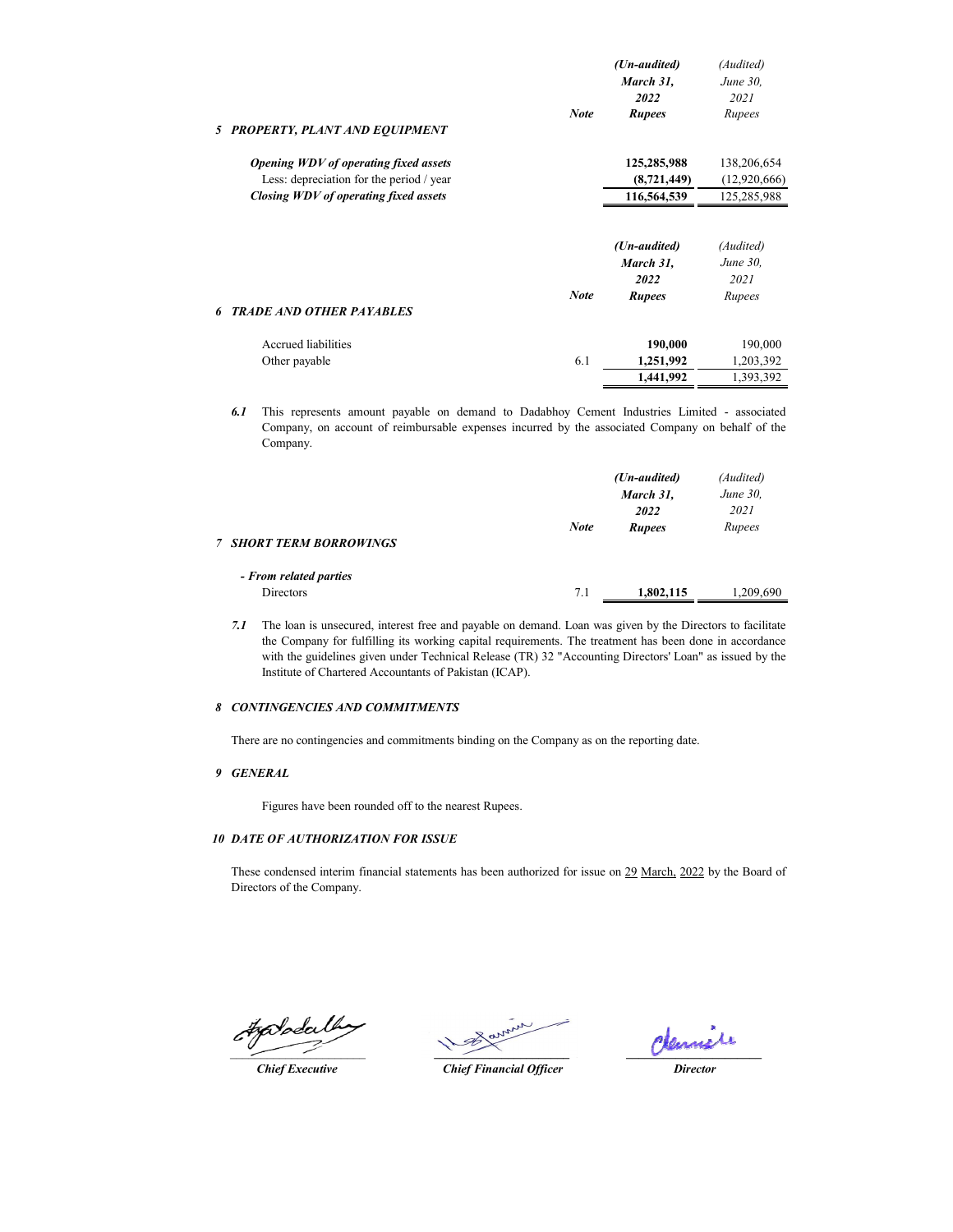| | Note | (Un-audited) March 31, 2022 Rupees | (Audited) June 30, 2021 Rupees |
|---|---|---|---|
| **5 PROPERTY, PLANT AND EQUIPMENT** | | | |
| ***Opening WDV of operating fixed assets*** | | **125,285,988** | 138,206,654 |
| Less: depreciation for the period / year | | **(8,721,449)** | (12,920,666) |
| ***Closing WDV of operating fixed assets*** | | **116,564,539** | 125,285,988 |

| | Note | (Un-audited) March 31, 2022 Rupees | (Audited) June 30, 2021 Rupees |
|---|---|---|---|
| **6 TRADE AND OTHER PAYABLES** | | | |
| Accrued liabilities | | **190,000** | 190,000 |
| Other payable | 6.1 | **1,251,992** | 1,203,392 |
| | | **1,441,992** | 1,393,392 |

***6.1*** This represents amount payable on demand to Dadabhoy Cement Industries Limited - associated Company, on account of reimbursable expenses incurred by the associated Company on behalf of the Company.

| | Note | (Un-audited) March 31, 2022 Rupees | (Audited) June 30, 2021 Rupees |
|---|---|---|---|
| **7 SHORT TERM BORROWINGS** | | | |
| ***- From related parties*** | | | |
| Directors | 7.1 | **1,802,115** | 1,209,690 |

***7.1*** The loan is unsecured, interest free and payable on demand. Loan was given by the Directors to facilitate the Company for fulfilling its working capital requirements. The treatment has been done in accordance with the guidelines given under Technical Release (TR) 32 "Accounting Directors' Loan" as issued by the Institute of Chartered Accountants of Pakistan (ICAP).

### *8 CONTINGENCIES AND COMMITMENTS*

There are no contingencies and commitments binding on the Company as on the reporting date.

### *9 GENERAL*

Figures have been rounded off to the nearest Rupees.

### *10 DATE OF AUTHORIZATION FOR ISSUE*

These condensed interim financial statements has been authorized for issue on 29 March, 2022 by the Board of Directors of the Company.

| Chief Executive | Chief Financial Officer | Director |
|---|---|---|